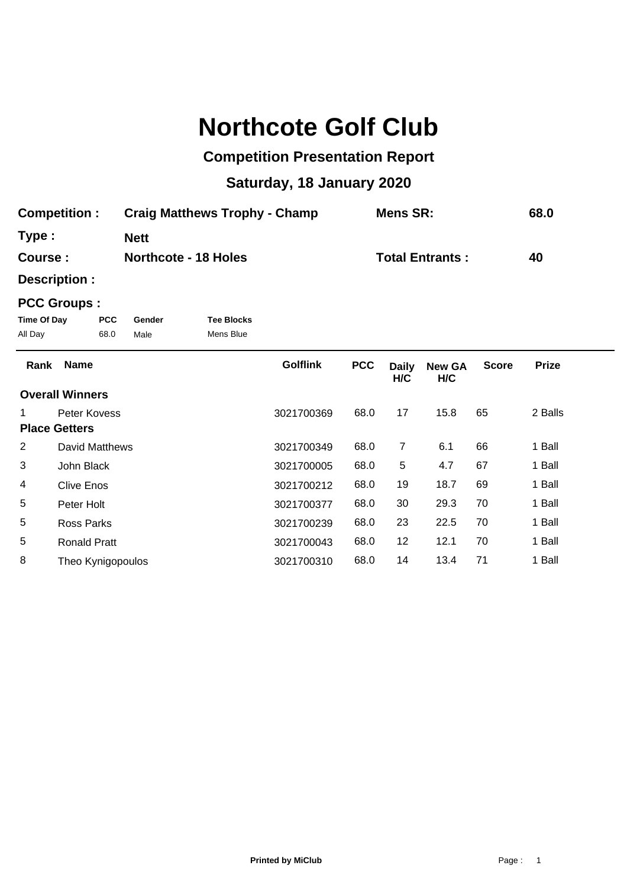# Northcote Golf Club

## Competition Presentation Report

### Saturday, 18 January 2020

**Competition :** Craig Matthews Trophy - Champ **Mens SR:** 68.0

**Type :** Nett

**Course :** Northcote - 18 Holes **Total Entrants :** 40

**Description :**

**PCC Groups :**

| Time Of Day | PCC | Gender | Tee Blocks |
|---|---|---|---|
| All Day | 68.0 | Male | Mens Blue |

| Rank | Name | Golflink | PCC | Daily H/C | New GA H/C | Score | Prize |
|---|---|---|---|---|---|---|---|
| **Overall Winners** | | | | | | | |
| 1 | Peter Kovess | 3021700369 | 68.0 | 17 | 15.8 | 65 | 2 Balls |
| **Place Getters** | | | | | | | |
| 2 | David Matthews | 3021700349 | 68.0 | 7 | 6.1 | 66 | 1 Ball |
| 3 | John Black | 3021700005 | 68.0 | 5 | 4.7 | 67 | 1 Ball |
| 4 | Clive Enos | 3021700212 | 68.0 | 19 | 18.7 | 69 | 1 Ball |
| 5 | Peter Holt | 3021700377 | 68.0 | 30 | 29.3 | 70 | 1 Ball |
| 5 | Ross Parks | 3021700239 | 68.0 | 23 | 22.5 | 70 | 1 Ball |
| 5 | Ronald Pratt | 3021700043 | 68.0 | 12 | 12.1 | 70 | 1 Ball |
| 8 | Theo Kynigopoulos | 3021700310 | 68.0 | 14 | 13.4 | 71 | 1 Ball |

**Printed by MiClub**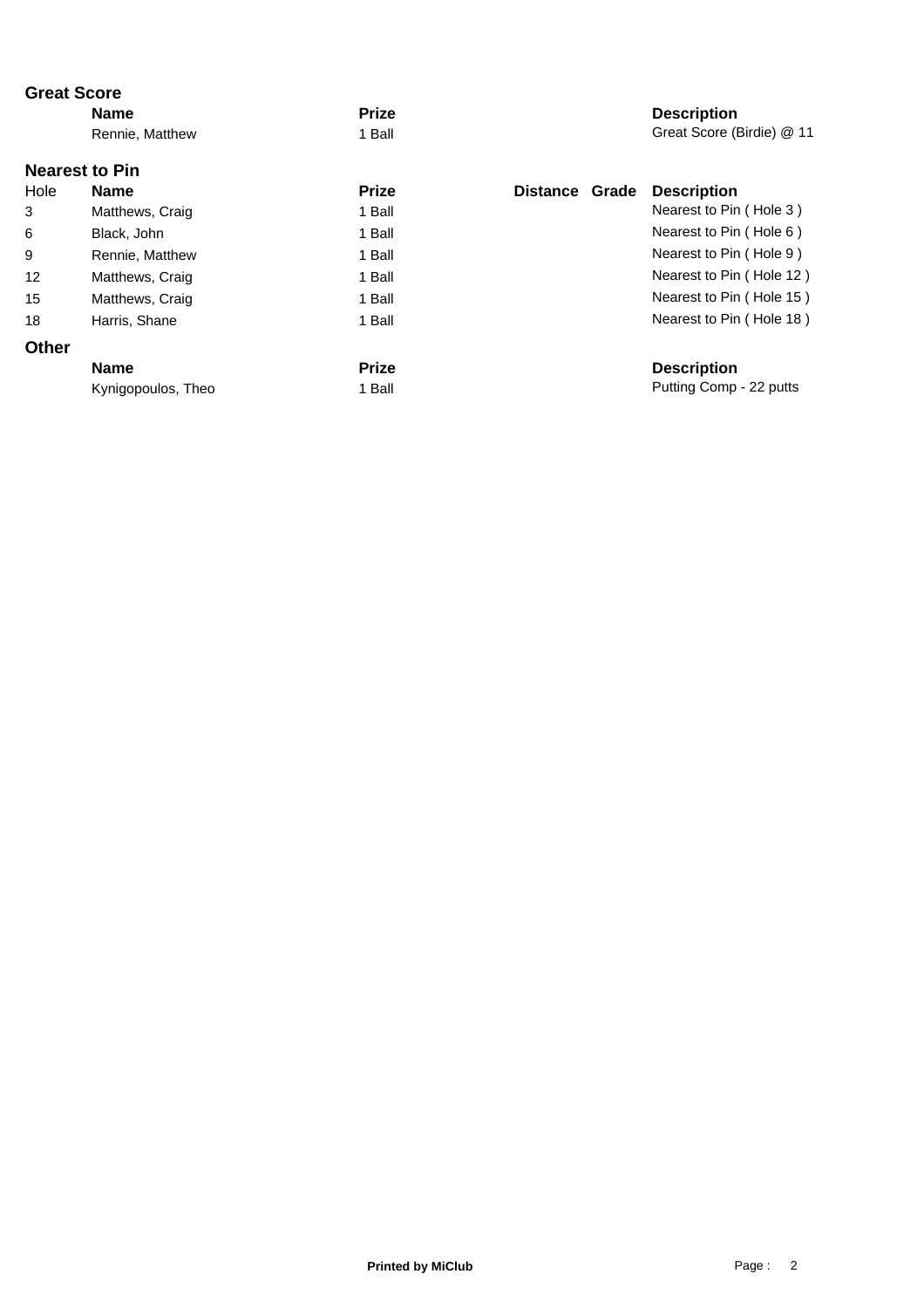## Great Score

| Name | Prize | Description |
|---|---|---|
| Rennie, Matthew | 1 Ball | Great Score (Birdie) @ 11 |

## Nearest to Pin

| Hole | Name | Prize | Distance | Grade | Description |
|---|---|---|---|---|---|
| 3 | Matthews, Craig | 1 Ball | | | Nearest to Pin ( Hole 3 ) |
| 6 | Black, John | 1 Ball | | | Nearest to Pin ( Hole 6 ) |
| 9 | Rennie, Matthew | 1 Ball | | | Nearest to Pin ( Hole 9 ) |
| 12 | Matthews, Craig | 1 Ball | | | Nearest to Pin ( Hole 12 ) |
| 15 | Matthews, Craig | 1 Ball | | | Nearest to Pin ( Hole 15 ) |
| 18 | Harris, Shane | 1 Ball | | | Nearest to Pin ( Hole 18 ) |

## Other

| Name | Prize | Description |
|---|---|---|
| Kynigopoulos, Theo | 1 Ball | Putting Comp - 22 putts |

**Printed by MiClub**